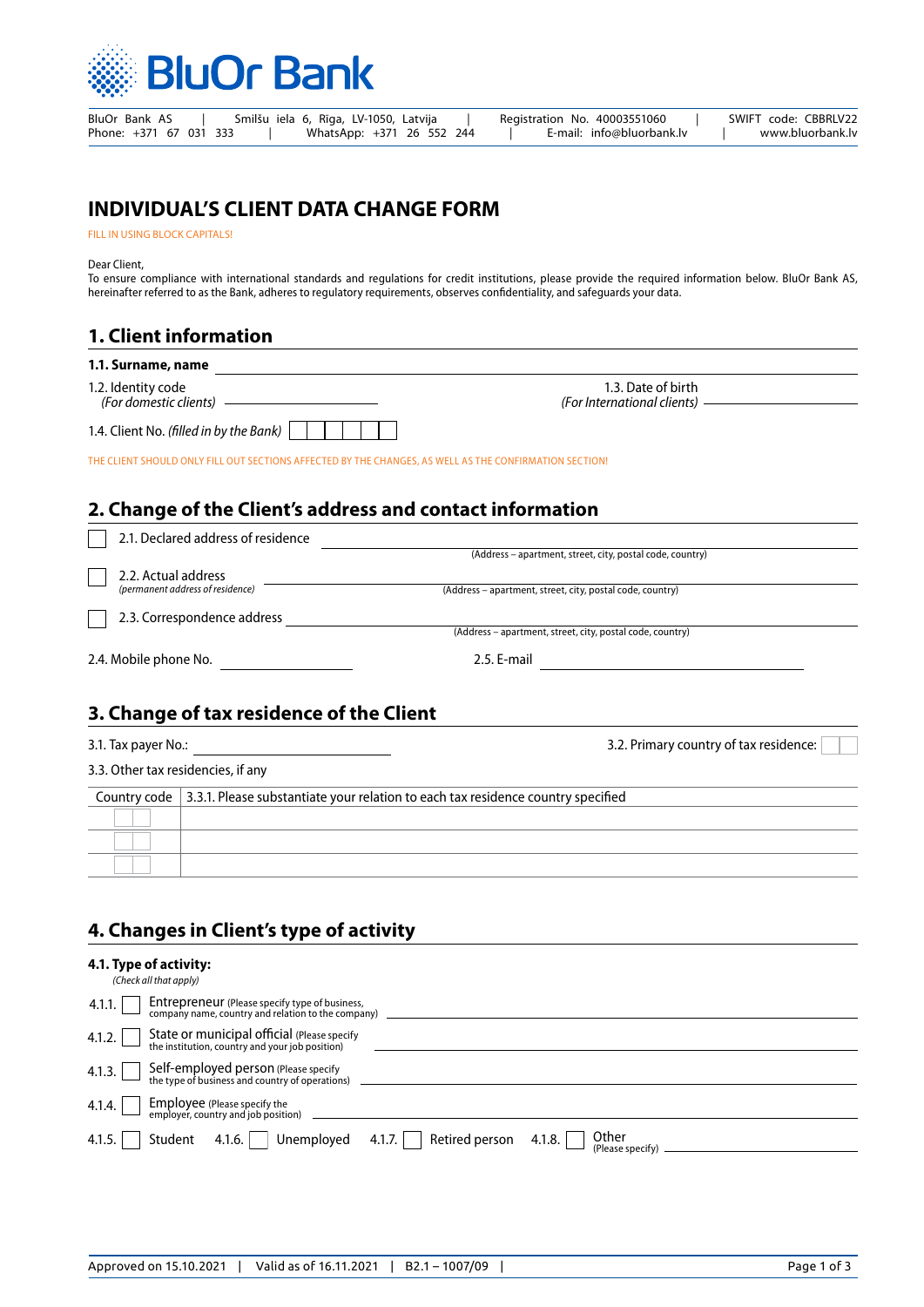BluOr Bank

BluOr Bank AS | Smilšu iela 6, Riga, LV-1050, Latvija | Registration No. 40003551060 | SWIFT code: CBBRLV22
Phone: +371 67 031 333 | WhatsApp: +371 26 552 244 | E-mail: info@bluorbank.lv | www.bluorbank.lv

# INDIVIDUAL'S CLIENT DATA CHANGE FORM

FILL IN USING BLOCK CAPITALS!

Dear Client,
To ensure compliance with international standards and regulations for credit institutions, please provide the required information below. BluOr Bank AS, hereinafter referred to as the Bank, adheres to regulatory requirements, observes confidentiality, and safeguards your data.

## 1. Client information

**1.1. Surname, name** \_\_\_\_\_\_\_\_\_\_\_\_\_\_\_\_\_\_\_\_

1.2. Identity code *(For domestic clients)* \_\_\_\_\_\_\_\_\_\_\_\_ 1.3. Date of birth *(For International clients)* \_\_\_\_\_\_\_\_\_\_\_\_

1.4. Client No. *(filled in by the Bank)* ☐☐☐☐☐☐

THE CLIENT SHOULD ONLY FILL OUT SECTIONS AFFECTED BY THE CHANGES, AS WELL AS THE CONFIRMATION SECTION!

## 2. Change of the Client's address and contact information

☐ 2.1. Declared address of residence \_\_\_\_\_\_\_\_\_\_\_\_\_\_\_\_\_\_\_\_
(Address – apartment, street, city, postal code, country)

☐ 2.2. Actual address *(permanent address of residence)* \_\_\_\_\_\_\_\_\_\_\_\_\_\_\_\_\_\_\_\_
(Address – apartment, street, city, postal code, country)

☐ 2.3. Correspondence address \_\_\_\_\_\_\_\_\_\_\_\_\_\_\_\_\_\_\_\_
(Address – apartment, street, city, postal code, country)

2.4. Mobile phone No. \_\_\_\_\_\_\_\_\_\_\_\_ 2.5. E-mail \_\_\_\_\_\_\_\_\_\_\_\_

## 3. Change of tax residence of the Client

3.1. Tax payer No.: \_\_\_\_\_\_\_\_\_\_\_\_ 3.2. Primary country of tax residence: ☐☐

3.3. Other tax residencies, if any

| Country code | 3.3.1. Please substantiate your relation to each tax residence country specified |
|---|---|
| ☐☐ | |
| ☐☐ | |
| ☐☐ | |

## 4. Changes in Client's type of activity

**4.1. Type of activity:**
*(Check all that apply)*

4.1.1. ☐ Entrepreneur (Please specify type of business, company name, country and relation to the company) \_\_\_\_\_\_\_\_\_\_\_\_

4.1.2. ☐ State or municipal official (Please specify the institution, country and your job position) \_\_\_\_\_\_\_\_\_\_\_\_

4.1.3. ☐ Self-employed person (Please specify the type of business and country of operations) \_\_\_\_\_\_\_\_\_\_\_\_

4.1.4. ☐ Employee (Please specify the employer, country and job position) \_\_\_\_\_\_\_\_\_\_\_\_

4.1.5. ☐ Student 4.1.6. ☐ Unemployed 4.1.7. ☐ Retired person 4.1.8. ☐ Other (Please specify) \_\_\_\_\_\_\_\_\_\_\_\_

Approved on 15.10.2021 | Valid as of 16.11.2021 | B2.1 – 1007/09 |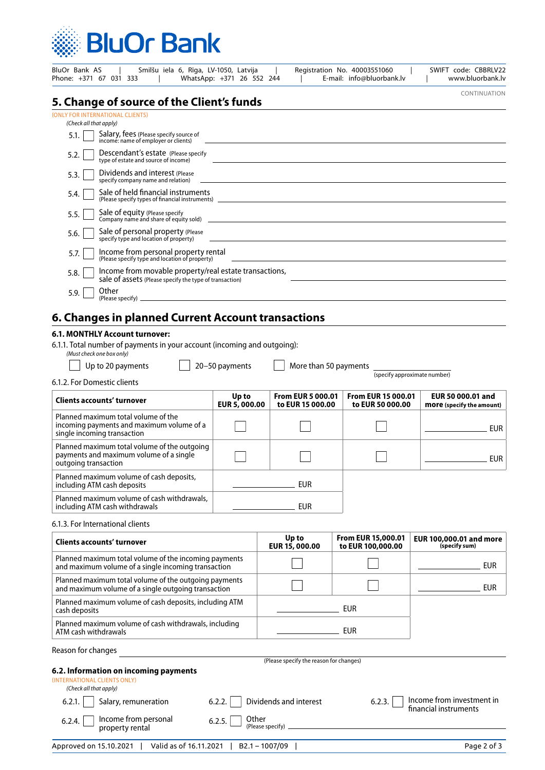CONTINUATION

## 5. Change of source of the Client's funds

(ONLY FOR INTERNATIONAL CLIENTS)

*(Check all that apply)*

5.1. ☐ Salary, fees (Please specify source of income: name of employer or clients) ______________________

5.2. ☐ Descendant's estate (Please specify type of estate and source of income) ______________________

5.3. ☐ Dividends and interest (Please specify company name and relation) ______________________

5.4. ☐ Sale of held financial instruments (Please specify types of financial instruments) ______________________

5.5. ☐ Sale of equity (Please specify Company name and share of equity sold) ______________________

5.6. ☐ Sale of personal property (Please specify type and location of property) ______________________

5.7. ☐ Income from personal property rental (Please specify type and location of property) ______________________

5.8. ☐ Income from movable property/real estate transactions, sale of assets (Please specify the type of transaction) ______________________

5.9. ☐ Other (Please specify) ______________________

## 6. Changes in planned Current Account transactions

### 6.1. MONTHLY Account turnover:

6.1.1. Total number of payments in your account (incoming and outgoing):

*(Must check one box only)*

☐ Up to 20 payments ☐ 20–50 payments ☐ More than 50 payments __________ (specify approximate number)

6.1.2. For Domestic clients

| Clients accounts' turnover | Up to EUR 5, 000.00 | From EUR 5 000.01 to EUR 15 000.00 | From EUR 15 000.01 to EUR 50 000.00 | EUR 50 000.01 and more (specify the amount) |
|---|---|---|---|---|
| Planned maximum total volume of the incoming payments and maximum volume of a single incoming transaction | ☐ | ☐ | ☐ | __________ EUR |
| Planned maximum total volume of the outgoing payments and maximum volume of a single outgoing transaction | ☐ | ☐ | ☐ | __________ EUR |
| Planned maximum volume of cash deposits, including ATM cash deposits | __________ EUR | | | |
| Planned maximum volume of cash withdrawals, including ATM cash withdrawals | __________ EUR | | | |

6.1.3. For International clients

| Clients accounts' turnover | Up to EUR 15, 000.00 | From EUR 15,000.01 to EUR 100,000.00 | EUR 100,000.01 and more (specify sum) |
|---|---|---|---|
| Planned maximum total volume of the incoming payments and maximum volume of a single incoming transaction | ☐ | ☐ | __________ EUR |
| Planned maximum total volume of the outgoing payments and maximum volume of a single outgoing transaction | ☐ | ☐ | __________ EUR |
| Planned maximum volume of cash deposits, including ATM cash deposits | __________ EUR | | |
| Planned maximum volume of cash withdrawals, including ATM cash withdrawals | __________ EUR | | |

Reason for changes ______________________

(Please specify the reason for changes)

### 6.2. Information on incoming payments

(INTERNATIONAL CLIENTS ONLY)

*(Check all that apply)*

6.2.1. ☐ Salary, remuneration

6.2.2. ☐ Dividends and interest

6.2.3. ☐ Income from investment in financial instruments

6.2.4. ☐ Income from personal property rental

6.2.5. ☐ Other (Please specify) ______________________

Approved on 15.10.2021 | Valid as of 16.11.2021 | B2.1 – 1007/09 |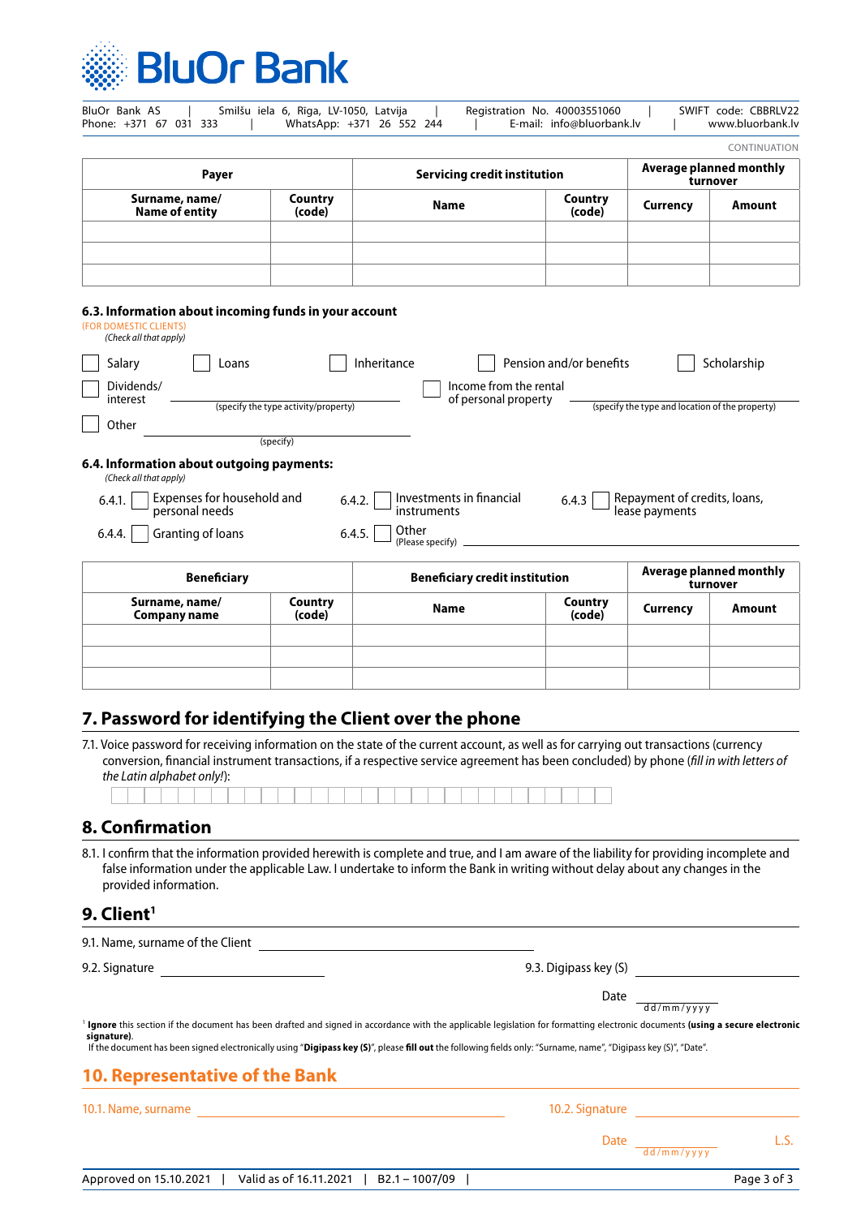BluOr Bank

BluOr Bank AS | Smilšu iela 6, Riga, LV-1050, Latvija | Registration No. 40003551060 | SWIFT code: CBBRLV22
Phone: +371 67 031 333 | WhatsApp: +371 26 552 244 | E-mail: info@bluorbank.lv | www.bluorbank.lv

CONTINUATION

| Payer | | Servicing credit institution | | Average planned monthly turnover | |
|---|---|---|---|---|---|
| Surname, name/ Name of entity | Country (code) | Name | Country (code) | Currency | Amount |
| | | | | | |
| | | | | | |
| | | | | | |

### 6.3. Information about incoming funds in your account

(FOR DOMESTIC CLIENTS)
*(Check all that apply)*

☐ Salary ☐ Loans ☐ Inheritance ☐ Pension and/or benefits ☐ Scholarship

☐ Dividends/ interest ____________ (specify the type activity/property) ☐ Income from the rental of personal property ____________ (specify the type and location of the property)

☐ Other ____________ (specify)

### 6.4. Information about outgoing payments:

*(Check all that apply)*

6.4.1. ☐ Expenses for household and personal needs
6.4.2. ☐ Investments in financial instruments
6.4.3 ☐ Repayment of credits, loans, lease payments
6.4.4. ☐ Granting of loans
6.4.5. ☐ Other (Please specify) ____________

| Beneficiary | | Beneficiary credit institution | | Average planned monthly turnover | |
|---|---|---|---|---|---|
| Surname, name/ Company name | Country (code) | Name | Country (code) | Currency | Amount |
| | | | | | |
| | | | | | |
| | | | | | |

## 7. Password for identifying the Client over the phone

7.1. Voice password for receiving information on the state of the current account, as well as for carrying out transactions (currency conversion, financial instrument transactions, if a respective service agreement has been concluded) by phone (*fill in with letters of the Latin alphabet only!*):

☐☐☐☐☐☐☐☐☐☐☐☐☐☐☐☐☐☐☐☐☐☐☐☐☐☐☐☐☐☐

## 8. Confirmation

8.1. I confirm that the information provided herewith is complete and true, and I am aware of the liability for providing incomplete and false information under the applicable Law. I undertake to inform the Bank in writing without delay about any changes in the provided information.

## 9. Client[1]

9.1. Name, surname of the Client ____________

9.2. Signature ____________ 9.3. Digipass key (S) ____________

Date ____________ dd/mm/yyyy

[1] **Ignore** this section if the document has been drafted and signed in accordance with the applicable legislation for formatting electronic documents **(using a secure electronic signature)**.
If the document has been signed electronically using "**Digipass key (S)**", please **fill out** the following fields only: "Surname, name", "Digipass key (S)", "Date".

## 10. Representative of the Bank

10.1. Name, surname ____________ 10.2. Signature ____________

Date ____________ dd/mm/yyyy L.S.

Approved on 15.10.2021 | Valid as of 16.11.2021 | B2.1 – 1007/09 |